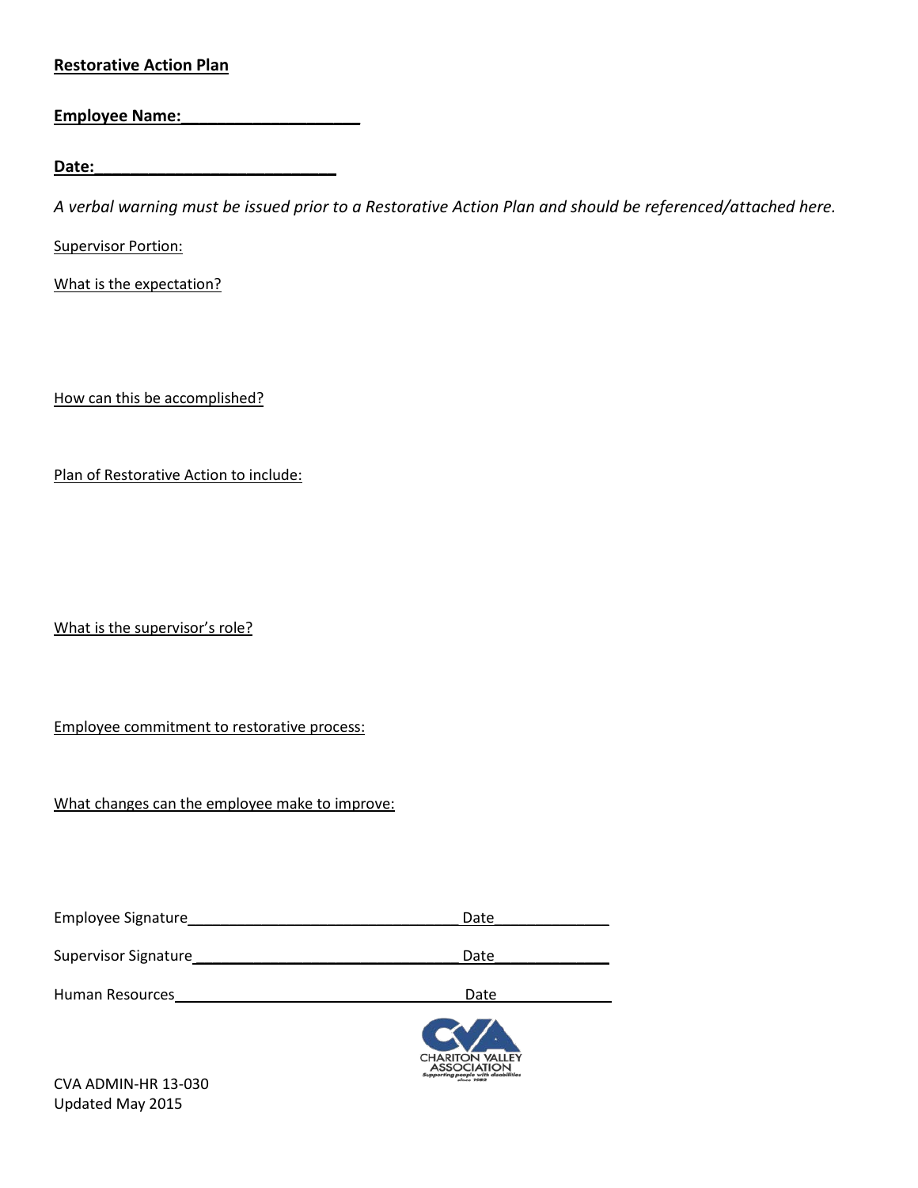**Restorative Action Plan**

**Employee Name:____________________**

**Date:___________________________**

*A verbal warning must be issued prior to a Restorative Action Plan and should be referenced/attached here.*

Supervisor Portion:

What is the expectation?

How can this be accomplished?

Plan of Restorative Action to include:

What is the supervisor's role?

Employee commitment to restorative process:

What changes can the employee make to improve:

Employee Signature_______________________________ Date_____________

Supervisor Signature_______________________________ Date_____________

Human Resources_________________________________ Date_____________

CHARITON VALLEY ASSOCIATION
Supporting people with disabilities since 1983

CVA ADMIN-HR 13-030
Updated May 2015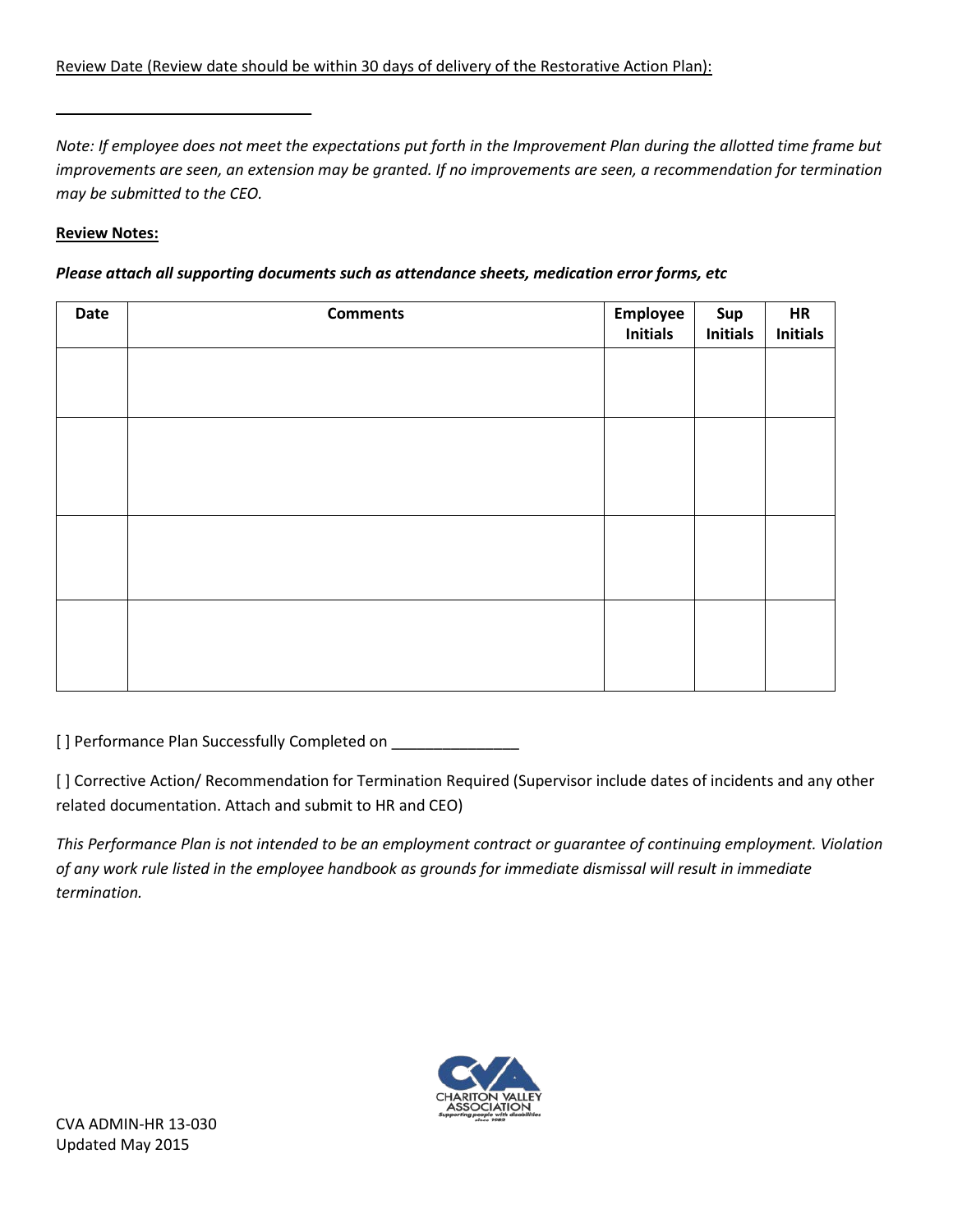Review Date (Review date should be within 30 days of delivery of the Restorative Action Plan):

_______________________________

*Note: If employee does not meet the expectations put forth in the Improvement Plan during the allotted time frame but improvements are seen, an extension may be granted. If no improvements are seen, a recommendation for termination may be submitted to the CEO.*

**Review Notes:**

***Please attach all supporting documents such as attendance sheets, medication error forms, etc***

| Date | Comments | Employee Initials | Sup Initials | HR Initials |
|---|---|---|---|---|
| | | | | |
| | | | | |
| | | | | |
| | | | | |

[ ] Performance Plan Successfully Completed on _______________

[ ] Corrective Action/ Recommendation for Termination Required (Supervisor include dates of incidents and any other related documentation. Attach and submit to HR and CEO)

*This Performance Plan is not intended to be an employment contract or guarantee of continuing employment. Violation of any work rule listed in the employee handbook as grounds for immediate dismissal will result in immediate termination.*

CVA ADMIN-HR 13-030
Updated May 2015